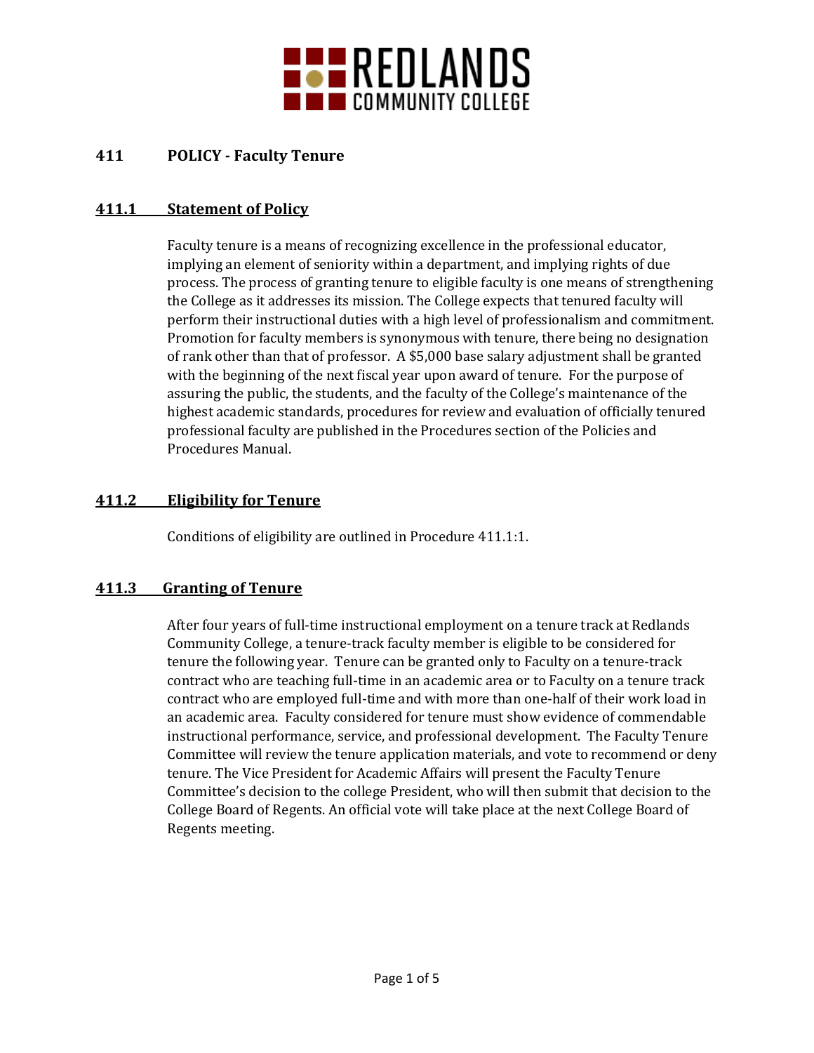# 411 POLICY - Faculty Tenure

## 411.1 Statement of Policy

Faculty tenure is a means of recognizing excellence in the professional educator, implying an element of seniority within a department, and implying rights of due process. The process of granting tenure to eligible faculty is one means of strengthening the College as it addresses its mission. The College expects that tenured faculty will perform their instructional duties with a high level of professionalism and commitment. Promotion for faculty members is synonymous with tenure, there being no designation of rank other than that of professor. A $5,000 base salary adjustment shall be granted with the beginning of the next fiscal year upon award of tenure. For the purpose of assuring the public, the students, and the faculty of the College's maintenance of the highest academic standards, procedures for review and evaluation of officially tenured professional faculty are published in the Procedures section of the Policies and Procedures Manual.

## 411.2 Eligibility for Tenure

Conditions of eligibility are outlined in Procedure 411.1:1.

## 411.3 Granting of Tenure

After four years of full-time instructional employment on a tenure track at Redlands Community College, a tenure-track faculty member is eligible to be considered for tenure the following year. Tenure can be granted only to Faculty on a tenure-track contract who are teaching full-time in an academic area or to Faculty on a tenure track contract who are employed full-time and with more than one-half of their work load in an academic area. Faculty considered for tenure must show evidence of commendable instructional performance, service, and professional development. The Faculty Tenure Committee will review the tenure application materials, and vote to recommend or deny tenure. The Vice President for Academic Affairs will present the Faculty Tenure Committee's decision to the college President, who will then submit that decision to the College Board of Regents. An official vote will take place at the next College Board of Regents meeting.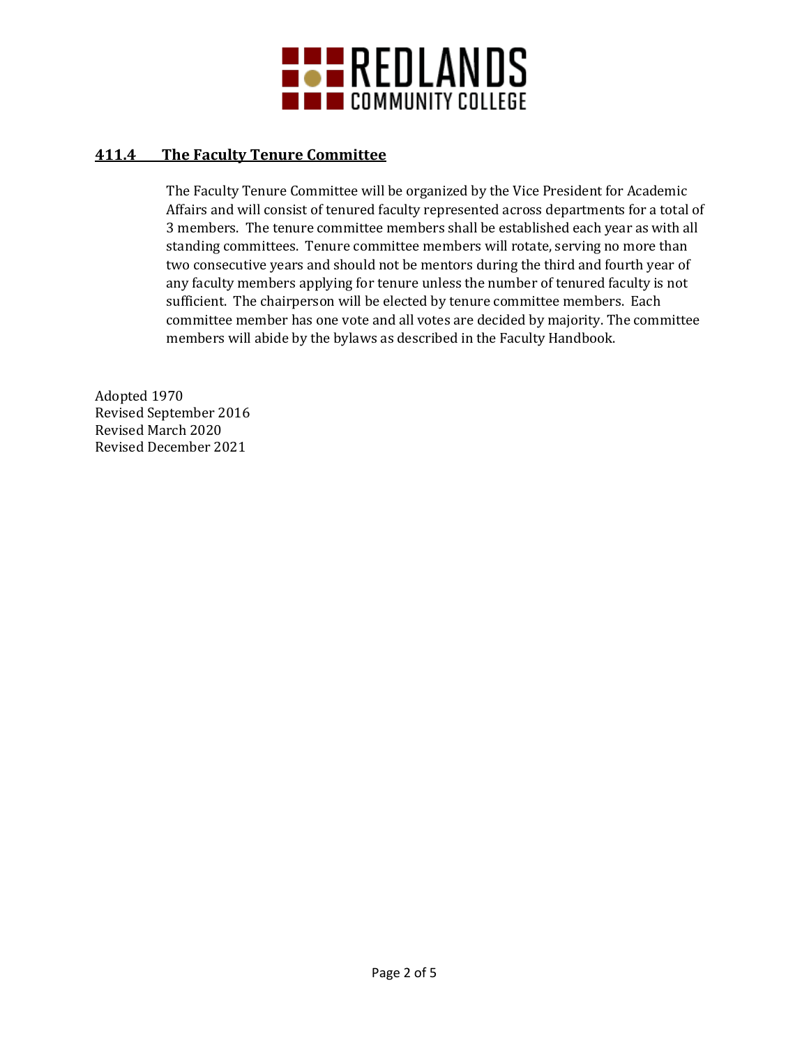**REDLANDS COMMUNITY COLLEGE**

## 411.4 The Faculty Tenure Committee

The Faculty Tenure Committee will be organized by the Vice President for Academic Affairs and will consist of tenured faculty represented across departments for a total of 3 members. The tenure committee members shall be established each year as with all standing committees. Tenure committee members will rotate, serving no more than two consecutive years and should not be mentors during the third and fourth year of any faculty members applying for tenure unless the number of tenured faculty is not sufficient. The chairperson will be elected by tenure committee members. Each committee member has one vote and all votes are decided by majority. The committee members will abide by the bylaws as described in the Faculty Handbook.

Adopted 1970
Revised September 2016
Revised March 2020
Revised December 2021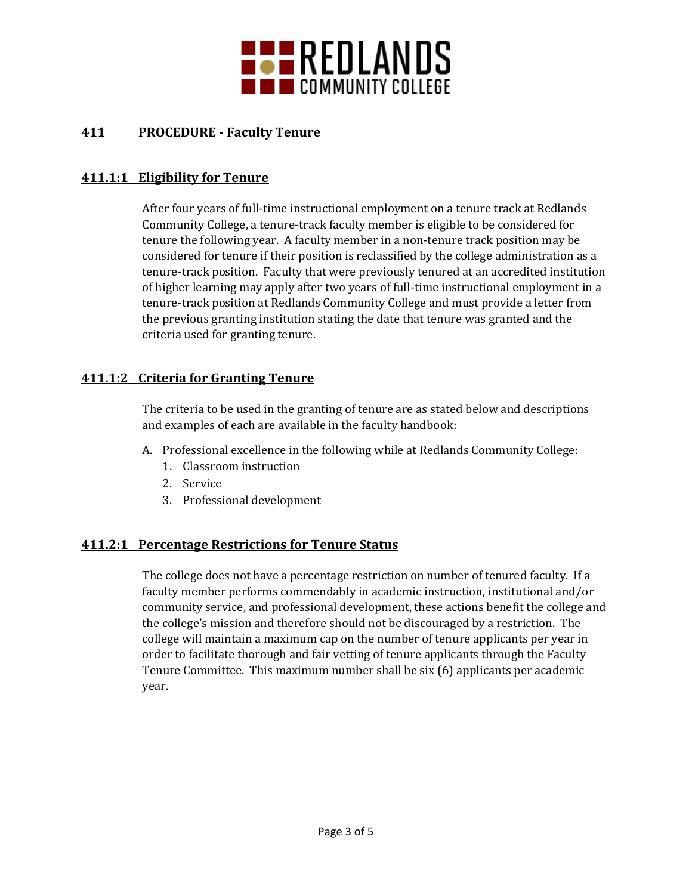# REDLANDS COMMUNITY COLLEGE

## 411 PROCEDURE - Faculty Tenure

### 411.1:1 Eligibility for Tenure

After four years of full-time instructional employment on a tenure track at Redlands Community College, a tenure-track faculty member is eligible to be considered for tenure the following year. A faculty member in a non-tenure track position may be considered for tenure if their position is reclassified by the college administration as a tenure-track position. Faculty that were previously tenured at an accredited institution of higher learning may apply after two years of full-time instructional employment in a tenure-track position at Redlands Community College and must provide a letter from the previous granting institution stating the date that tenure was granted and the criteria used for granting tenure.

### 411.1:2 Criteria for Granting Tenure

The criteria to be used in the granting of tenure are as stated below and descriptions and examples of each are available in the faculty handbook:

A. Professional excellence in the following while at Redlands Community College:
   1. Classroom instruction
   2. Service
   3. Professional development

### 411.2:1 Percentage Restrictions for Tenure Status

The college does not have a percentage restriction on number of tenured faculty. If a faculty member performs commendably in academic instruction, institutional and/or community service, and professional development, these actions benefit the college and the college's mission and therefore should not be discouraged by a restriction. The college will maintain a maximum cap on the number of tenure applicants per year in order to facilitate thorough and fair vetting of tenure applicants through the Faculty Tenure Committee. This maximum number shall be six (6) applicants per academic year.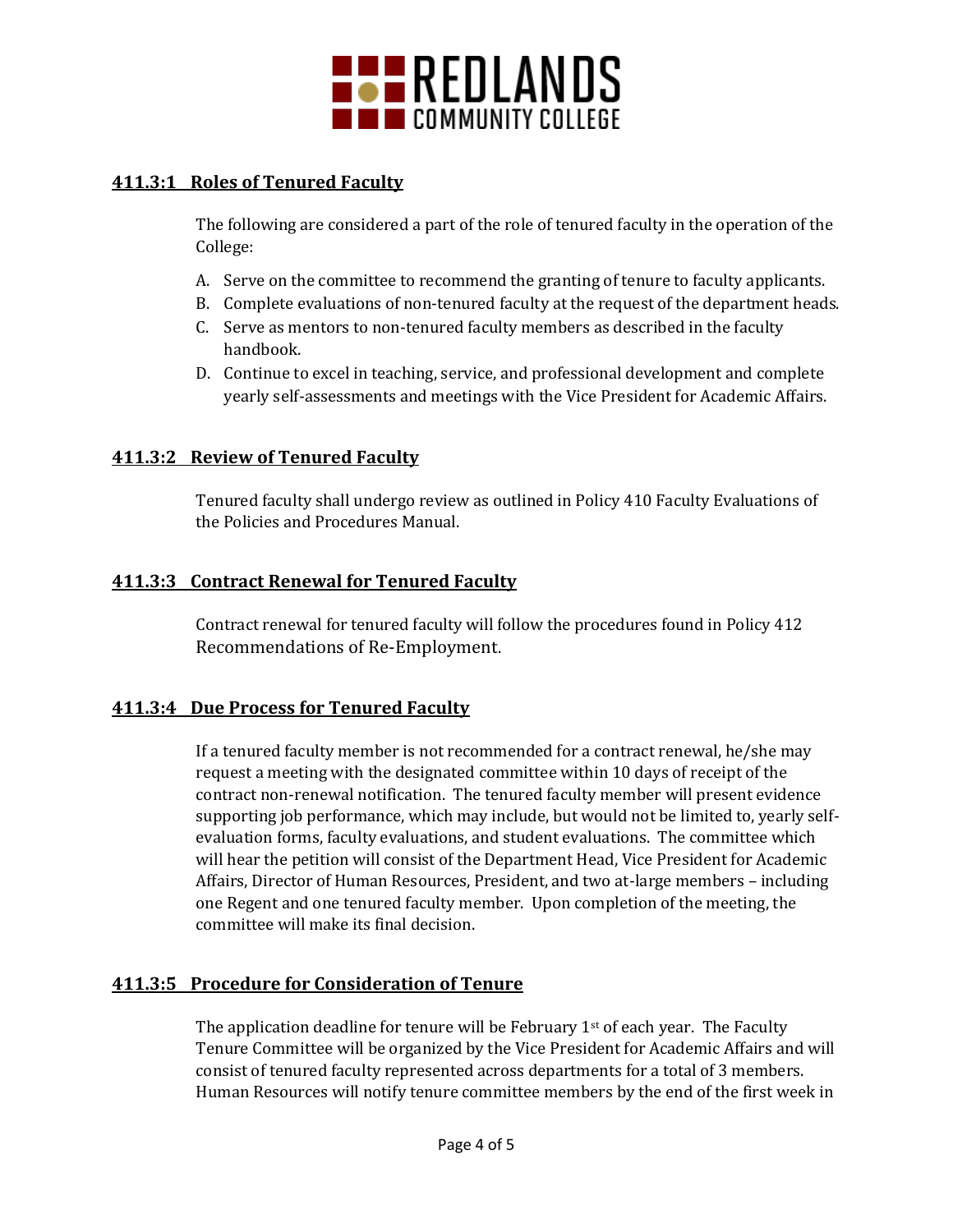### 411.3:1 Roles of Tenured Faculty

The following are considered a part of the role of tenured faculty in the operation of the College:

A. Serve on the committee to recommend the granting of tenure to faculty applicants.
B. Complete evaluations of non-tenured faculty at the request of the department heads.
C. Serve as mentors to non-tenured faculty members as described in the faculty handbook.
D. Continue to excel in teaching, service, and professional development and complete yearly self-assessments and meetings with the Vice President for Academic Affairs.

### 411.3:2 Review of Tenured Faculty

Tenured faculty shall undergo review as outlined in Policy 410 Faculty Evaluations of the Policies and Procedures Manual.

### 411.3:3 Contract Renewal for Tenured Faculty

Contract renewal for tenured faculty will follow the procedures found in Policy 412 Recommendations of Re-Employment.

### 411.3:4 Due Process for Tenured Faculty

If a tenured faculty member is not recommended for a contract renewal, he/she may request a meeting with the designated committee within 10 days of receipt of the contract non-renewal notification. The tenured faculty member will present evidence supporting job performance, which may include, but would not be limited to, yearly self-evaluation forms, faculty evaluations, and student evaluations. The committee which will hear the petition will consist of the Department Head, Vice President for Academic Affairs, Director of Human Resources, President, and two at-large members – including one Regent and one tenured faculty member. Upon completion of the meeting, the committee will make its final decision.

### 411.3:5 Procedure for Consideration of Tenure

The application deadline for tenure will be February 1st of each year. The Faculty Tenure Committee will be organized by the Vice President for Academic Affairs and will consist of tenured faculty represented across departments for a total of 3 members. Human Resources will notify tenure committee members by the end of the first week in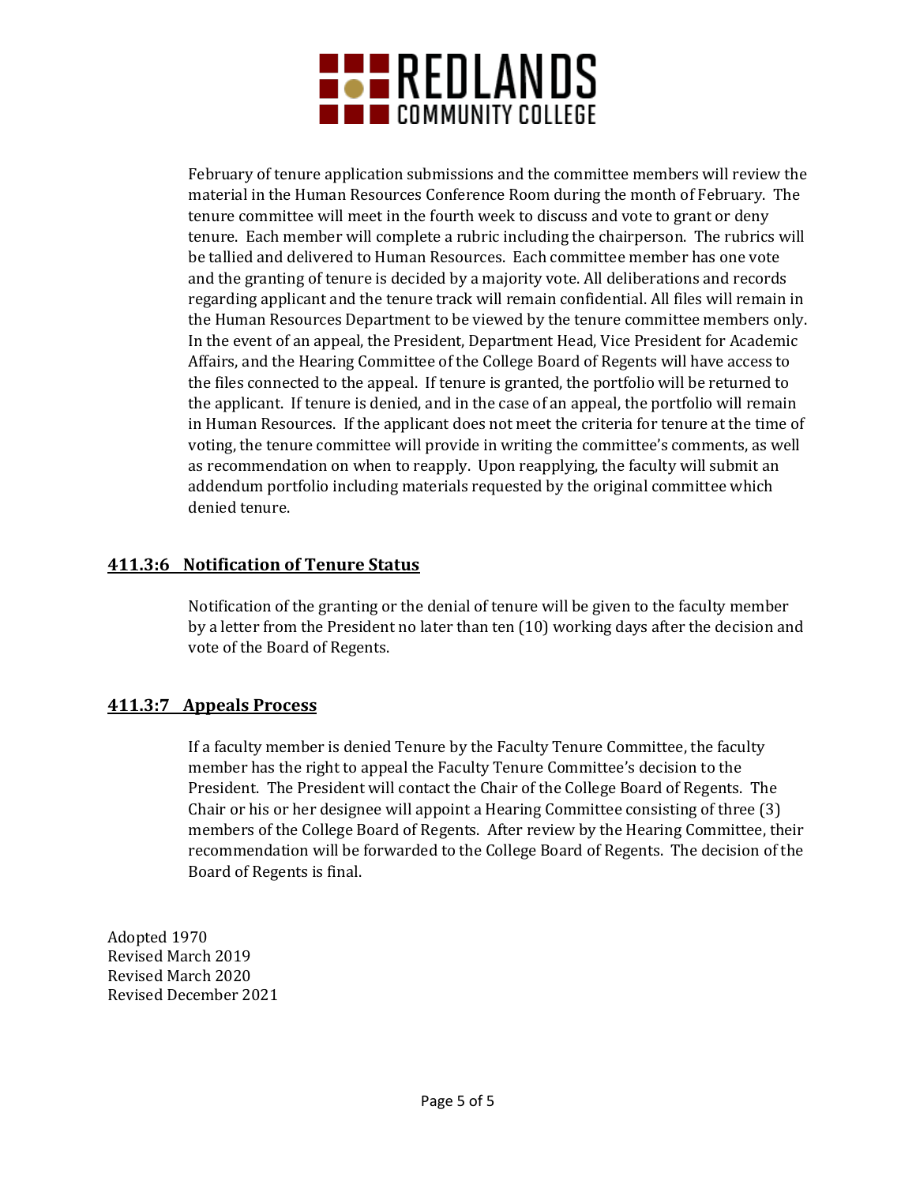February of tenure application submissions and the committee members will review the material in the Human Resources Conference Room during the month of February. The tenure committee will meet in the fourth week to discuss and vote to grant or deny tenure. Each member will complete a rubric including the chairperson. The rubrics will be tallied and delivered to Human Resources. Each committee member has one vote and the granting of tenure is decided by a majority vote. All deliberations and records regarding applicant and the tenure track will remain confidential. All files will remain in the Human Resources Department to be viewed by the tenure committee members only. In the event of an appeal, the President, Department Head, Vice President for Academic Affairs, and the Hearing Committee of the College Board of Regents will have access to the files connected to the appeal. If tenure is granted, the portfolio will be returned to the applicant. If tenure is denied, and in the case of an appeal, the portfolio will remain in Human Resources. If the applicant does not meet the criteria for tenure at the time of voting, the tenure committee will provide in writing the committee's comments, as well as recommendation on when to reapply. Upon reapplying, the faculty will submit an addendum portfolio including materials requested by the original committee which denied tenure.

## 411.3:6 Notification of Tenure Status

Notification of the granting or the denial of tenure will be given to the faculty member by a letter from the President no later than ten (10) working days after the decision and vote of the Board of Regents.

## 411.3:7 Appeals Process

If a faculty member is denied Tenure by the Faculty Tenure Committee, the faculty member has the right to appeal the Faculty Tenure Committee's decision to the President. The President will contact the Chair of the College Board of Regents. The Chair or his or her designee will appoint a Hearing Committee consisting of three (3) members of the College Board of Regents. After review by the Hearing Committee, their recommendation will be forwarded to the College Board of Regents. The decision of the Board of Regents is final.

Adopted 1970
Revised March 2019
Revised March 2020
Revised December 2021